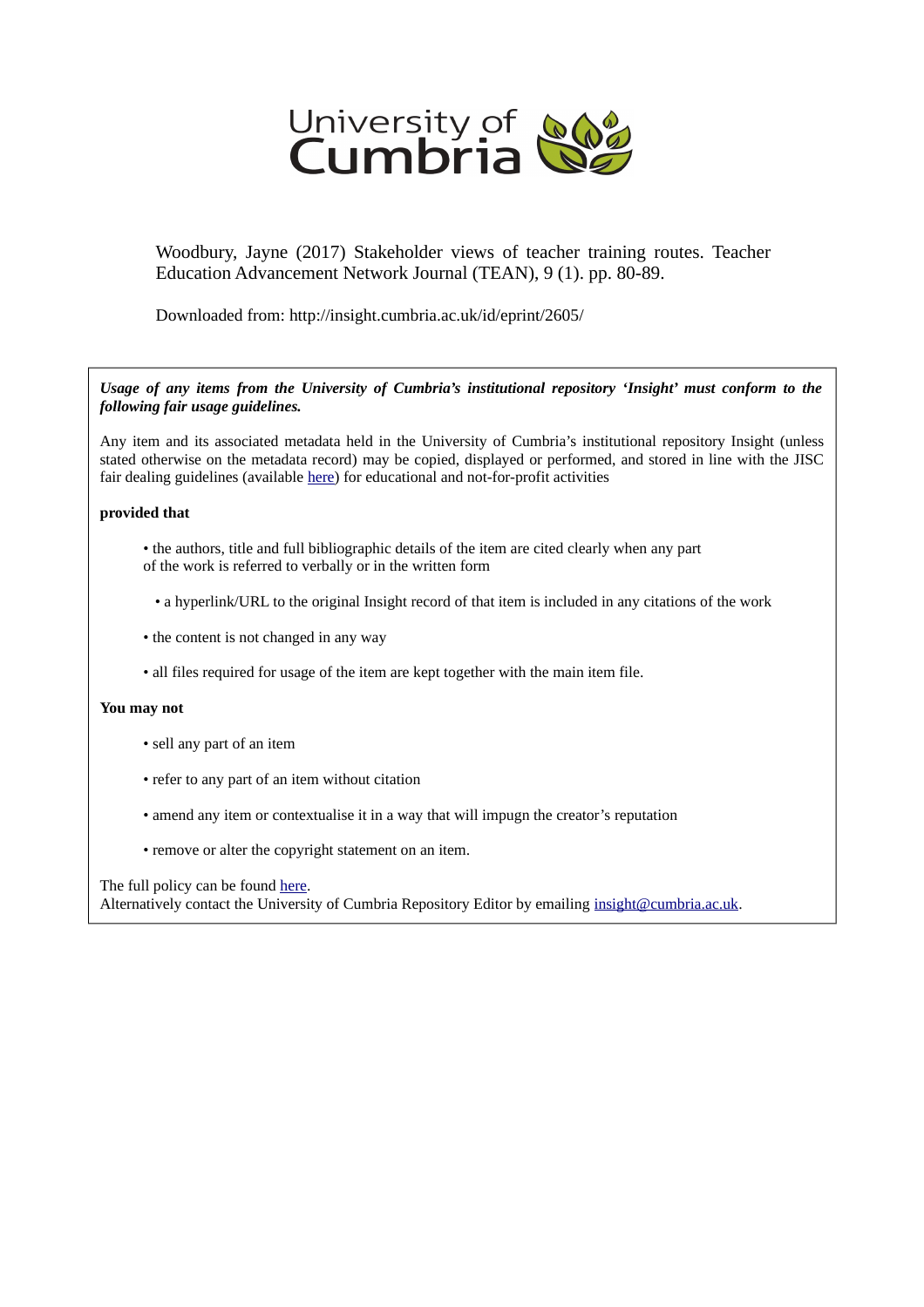University of Cumbria

Woodbury, Jayne (2017) Stakeholder views of teacher training routes. Teacher Education Advancement Network Journal (TEAN), 9 (1). pp. 80-89.

Downloaded from: http://insight.cumbria.ac.uk/id/eprint/2605/

***Usage of any items from the University of Cumbria's institutional repository 'Insight' must conform to the following fair usage guidelines.***

Any item and its associated metadata held in the University of Cumbria's institutional repository Insight (unless stated otherwise on the metadata record) may be copied, displayed or performed, and stored in line with the JISC fair dealing guidelines (available here) for educational and not-for-profit activities

**provided that**

- the authors, title and full bibliographic details of the item are cited clearly when any part of the work is referred to verbally or in the written form
- a hyperlink/URL to the original Insight record of that item is included in any citations of the work
- the content is not changed in any way
- all files required for usage of the item are kept together with the main item file.

**You may not**

- sell any part of an item
- refer to any part of an item without citation
- amend any item or contextualise it in a way that will impugn the creator's reputation
- remove or alter the copyright statement on an item.

The full policy can be found here.
Alternatively contact the University of Cumbria Repository Editor by emailing insight@cumbria.ac.uk.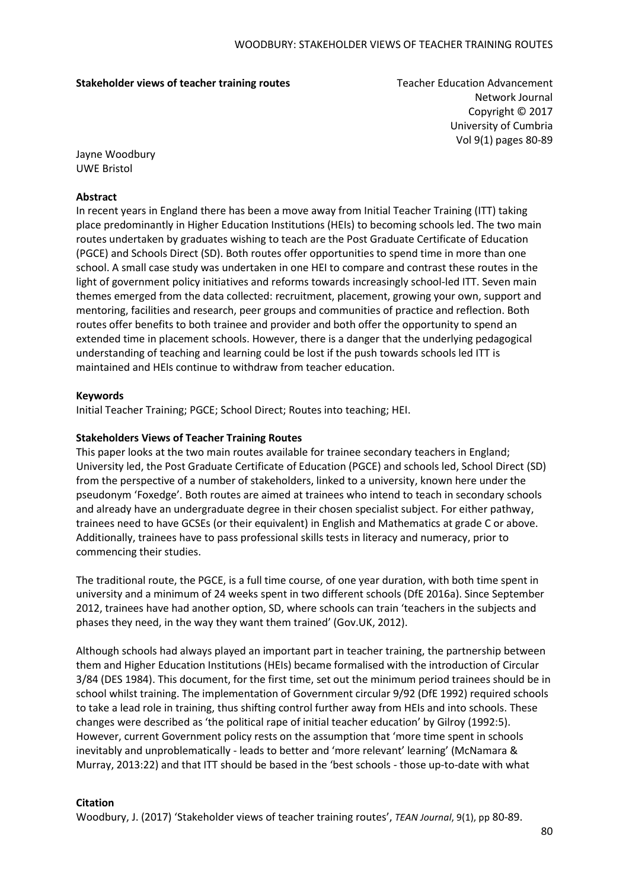**Stakeholder views of teacher training routes**

Teacher Education Advancement Network Journal
Copyright © 2017
University of Cumbria
Vol 9(1) pages 80-89

Jayne Woodbury
UWE Bristol

**Abstract**

In recent years in England there has been a move away from Initial Teacher Training (ITT) taking place predominantly in Higher Education Institutions (HEIs) to becoming schools led. The two main routes undertaken by graduates wishing to teach are the Post Graduate Certificate of Education (PGCE) and Schools Direct (SD). Both routes offer opportunities to spend time in more than one school. A small case study was undertaken in one HEI to compare and contrast these routes in the light of government policy initiatives and reforms towards increasingly school-led ITT. Seven main themes emerged from the data collected: recruitment, placement, growing your own, support and mentoring, facilities and research, peer groups and communities of practice and reflection. Both routes offer benefits to both trainee and provider and both offer the opportunity to spend an extended time in placement schools. However, there is a danger that the underlying pedagogical understanding of teaching and learning could be lost if the push towards schools led ITT is maintained and HEIs continue to withdraw from teacher education.

**Keywords**

Initial Teacher Training; PGCE; School Direct; Routes into teaching; HEI.

**Stakeholders Views of Teacher Training Routes**

This paper looks at the two main routes available for trainee secondary teachers in England; University led, the Post Graduate Certificate of Education (PGCE) and schools led, School Direct (SD) from the perspective of a number of stakeholders, linked to a university, known here under the pseudonym 'Foxedge'. Both routes are aimed at trainees who intend to teach in secondary schools and already have an undergraduate degree in their chosen specialist subject. For either pathway, trainees need to have GCSEs (or their equivalent) in English and Mathematics at grade C or above. Additionally, trainees have to pass professional skills tests in literacy and numeracy, prior to commencing their studies.

The traditional route, the PGCE, is a full time course, of one year duration, with both time spent in university and a minimum of 24 weeks spent in two different schools (DfE 2016a). Since September 2012, trainees have had another option, SD, where schools can train 'teachers in the subjects and phases they need, in the way they want them trained' (Gov.UK, 2012).

Although schools had always played an important part in teacher training, the partnership between them and Higher Education Institutions (HEIs) became formalised with the introduction of Circular 3/84 (DES 1984). This document, for the first time, set out the minimum period trainees should be in school whilst training. The implementation of Government circular 9/92 (DfE 1992) required schools to take a lead role in training, thus shifting control further away from HEIs and into schools. These changes were described as 'the political rape of initial teacher education' by Gilroy (1992:5). However, current Government policy rests on the assumption that 'more time spent in schools inevitably and unproblematically - leads to better and 'more relevant' learning' (McNamara & Murray, 2013:22) and that ITT should be based in the 'best schools - those up-to-date with what

**Citation**

Woodbury, J. (2017) 'Stakeholder views of teacher training routes', *TEAN Journal*, 9(1), pp 80-89.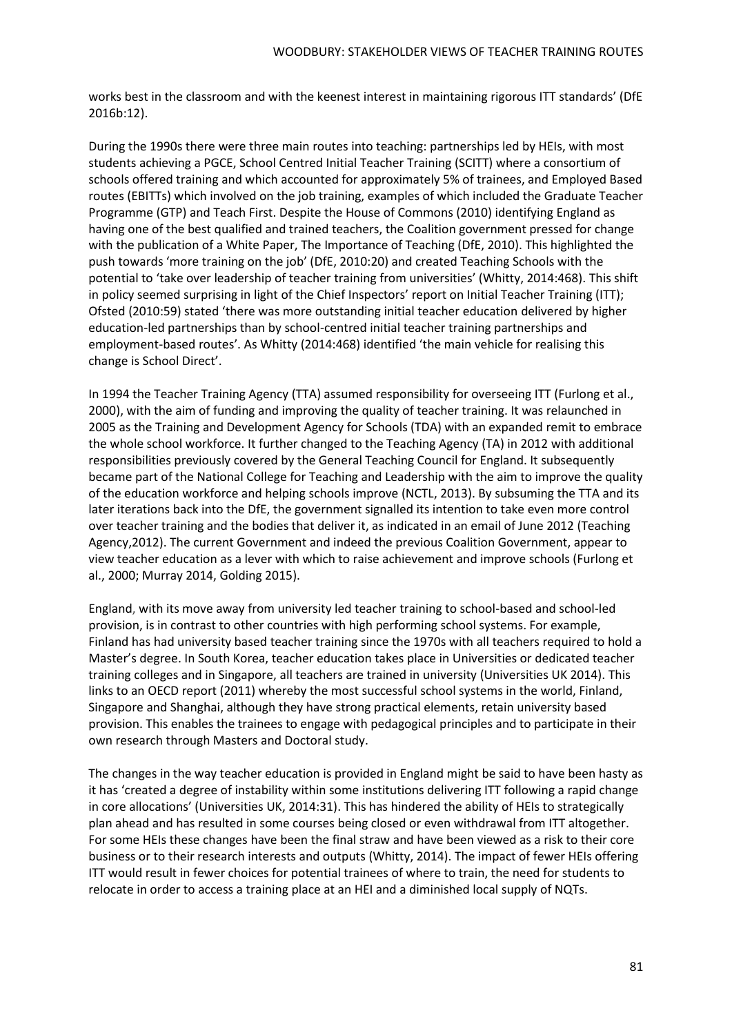works best in the classroom and with the keenest interest in maintaining rigorous ITT standards' (DfE 2016b:12).

During the 1990s there were three main routes into teaching: partnerships led by HEIs, with most students achieving a PGCE, School Centred Initial Teacher Training (SCITT) where a consortium of schools offered training and which accounted for approximately 5% of trainees, and Employed Based routes (EBITTs) which involved on the job training, examples of which included the Graduate Teacher Programme (GTP) and Teach First. Despite the House of Commons (2010) identifying England as having one of the best qualified and trained teachers, the Coalition government pressed for change with the publication of a White Paper, The Importance of Teaching (DfE, 2010). This highlighted the push towards 'more training on the job' (DfE, 2010:20) and created Teaching Schools with the potential to 'take over leadership of teacher training from universities' (Whitty, 2014:468). This shift in policy seemed surprising in light of the Chief Inspectors' report on Initial Teacher Training (ITT); Ofsted (2010:59) stated 'there was more outstanding initial teacher education delivered by higher education-led partnerships than by school-centred initial teacher training partnerships and employment-based routes'. As Whitty (2014:468) identified 'the main vehicle for realising this change is School Direct'.

In 1994 the Teacher Training Agency (TTA) assumed responsibility for overseeing ITT (Furlong et al., 2000), with the aim of funding and improving the quality of teacher training. It was relaunched in 2005 as the Training and Development Agency for Schools (TDA) with an expanded remit to embrace the whole school workforce. It further changed to the Teaching Agency (TA) in 2012 with additional responsibilities previously covered by the General Teaching Council for England. It subsequently became part of the National College for Teaching and Leadership with the aim to improve the quality of the education workforce and helping schools improve (NCTL, 2013). By subsuming the TTA and its later iterations back into the DfE, the government signalled its intention to take even more control over teacher training and the bodies that deliver it, as indicated in an email of June 2012 (Teaching Agency,2012). The current Government and indeed the previous Coalition Government, appear to view teacher education as a lever with which to raise achievement and improve schools (Furlong et al., 2000; Murray 2014, Golding 2015).

England, with its move away from university led teacher training to school-based and school-led provision, is in contrast to other countries with high performing school systems. For example, Finland has had university based teacher training since the 1970s with all teachers required to hold a Master's degree. In South Korea, teacher education takes place in Universities or dedicated teacher training colleges and in Singapore, all teachers are trained in university (Universities UK 2014). This links to an OECD report (2011) whereby the most successful school systems in the world, Finland, Singapore and Shanghai, although they have strong practical elements, retain university based provision. This enables the trainees to engage with pedagogical principles and to participate in their own research through Masters and Doctoral study.

The changes in the way teacher education is provided in England might be said to have been hasty as it has 'created a degree of instability within some institutions delivering ITT following a rapid change in core allocations' (Universities UK, 2014:31). This has hindered the ability of HEIs to strategically plan ahead and has resulted in some courses being closed or even withdrawal from ITT altogether. For some HEIs these changes have been the final straw and have been viewed as a risk to their core business or to their research interests and outputs (Whitty, 2014). The impact of fewer HEIs offering ITT would result in fewer choices for potential trainees of where to train, the need for students to relocate in order to access a training place at an HEI and a diminished local supply of NQTs.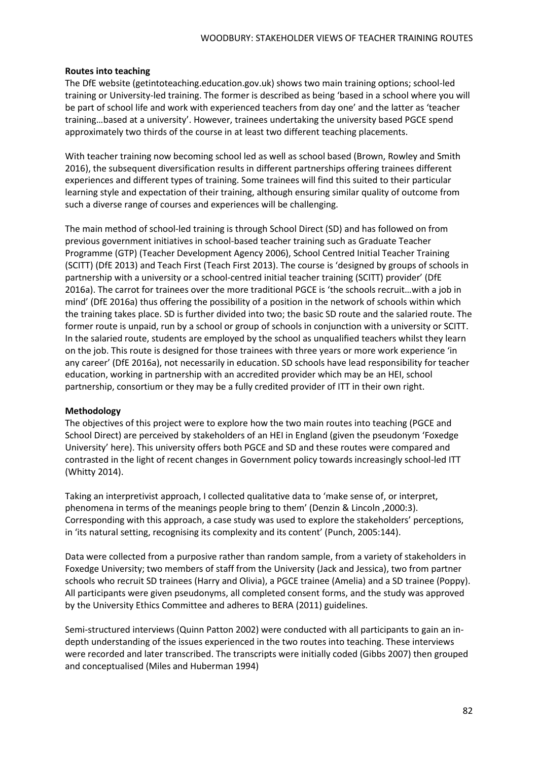**Routes into teaching**

The DfE website (getintoteaching.education.gov.uk) shows two main training options; school-led training or University-led training. The former is described as being 'based in a school where you will be part of school life and work with experienced teachers from day one' and the latter as 'teacher training…based at a university'. However, trainees undertaking the university based PGCE spend approximately two thirds of the course in at least two different teaching placements.

With teacher training now becoming school led as well as school based (Brown, Rowley and Smith 2016), the subsequent diversification results in different partnerships offering trainees different experiences and different types of training. Some trainees will find this suited to their particular learning style and expectation of their training, although ensuring similar quality of outcome from such a diverse range of courses and experiences will be challenging.

The main method of school-led training is through School Direct (SD) and has followed on from previous government initiatives in school-based teacher training such as Graduate Teacher Programme (GTP) (Teacher Development Agency 2006), School Centred Initial Teacher Training (SCITT) (DfE 2013) and Teach First (Teach First 2013). The course is 'designed by groups of schools in partnership with a university or a school-centred initial teacher training (SCITT) provider' (DfE 2016a). The carrot for trainees over the more traditional PGCE is 'the schools recruit…with a job in mind' (DfE 2016a) thus offering the possibility of a position in the network of schools within which the training takes place. SD is further divided into two; the basic SD route and the salaried route. The former route is unpaid, run by a school or group of schools in conjunction with a university or SCITT. In the salaried route, students are employed by the school as unqualified teachers whilst they learn on the job. This route is designed for those trainees with three years or more work experience 'in any career' (DfE 2016a), not necessarily in education. SD schools have lead responsibility for teacher education, working in partnership with an accredited provider which may be an HEI, school partnership, consortium or they may be a fully credited provider of ITT in their own right.

**Methodology**

The objectives of this project were to explore how the two main routes into teaching (PGCE and School Direct) are perceived by stakeholders of an HEI in England (given the pseudonym 'Foxedge University' here). This university offers both PGCE and SD and these routes were compared and contrasted in the light of recent changes in Government policy towards increasingly school-led ITT (Whitty 2014).

Taking an interpretivist approach, I collected qualitative data to 'make sense of, or interpret, phenomena in terms of the meanings people bring to them' (Denzin & Lincoln ,2000:3). Corresponding with this approach, a case study was used to explore the stakeholders' perceptions, in 'its natural setting, recognising its complexity and its content' (Punch, 2005:144).

Data were collected from a purposive rather than random sample, from a variety of stakeholders in Foxedge University; two members of staff from the University (Jack and Jessica), two from partner schools who recruit SD trainees (Harry and Olivia), a PGCE trainee (Amelia) and a SD trainee (Poppy). All participants were given pseudonyms, all completed consent forms, and the study was approved by the University Ethics Committee and adheres to BERA (2011) guidelines.

Semi-structured interviews (Quinn Patton 2002) were conducted with all participants to gain an in-depth understanding of the issues experienced in the two routes into teaching. These interviews were recorded and later transcribed. The transcripts were initially coded (Gibbs 2007) then grouped and conceptualised (Miles and Huberman 1994)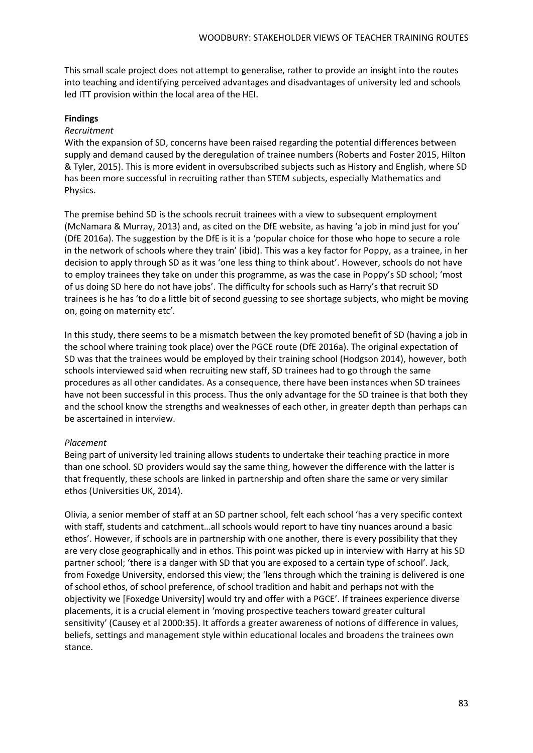This small scale project does not attempt to generalise, rather to provide an insight into the routes into teaching and identifying perceived advantages and disadvantages of university led and schools led ITT provision within the local area of the HEI.

**Findings**

*Recruitment*

With the expansion of SD, concerns have been raised regarding the potential differences between supply and demand caused by the deregulation of trainee numbers (Roberts and Foster 2015, Hilton & Tyler, 2015). This is more evident in oversubscribed subjects such as History and English, where SD has been more successful in recruiting rather than STEM subjects, especially Mathematics and Physics.

The premise behind SD is the schools recruit trainees with a view to subsequent employment (McNamara & Murray, 2013) and, as cited on the DfE website, as having 'a job in mind just for you' (DfE 2016a). The suggestion by the DfE is it is a 'popular choice for those who hope to secure a role in the network of schools where they train' (ibid). This was a key factor for Poppy, as a trainee, in her decision to apply through SD as it was 'one less thing to think about'. However, schools do not have to employ trainees they take on under this programme, as was the case in Poppy's SD school; 'most of us doing SD here do not have jobs'. The difficulty for schools such as Harry's that recruit SD trainees is he has 'to do a little bit of second guessing to see shortage subjects, who might be moving on, going on maternity etc'.

In this study, there seems to be a mismatch between the key promoted benefit of SD (having a job in the school where training took place) over the PGCE route (DfE 2016a). The original expectation of SD was that the trainees would be employed by their training school (Hodgson 2014), however, both schools interviewed said when recruiting new staff, SD trainees had to go through the same procedures as all other candidates. As a consequence, there have been instances when SD trainees have not been successful in this process. Thus the only advantage for the SD trainee is that both they and the school know the strengths and weaknesses of each other, in greater depth than perhaps can be ascertained in interview.

*Placement*

Being part of university led training allows students to undertake their teaching practice in more than one school. SD providers would say the same thing, however the difference with the latter is that frequently, these schools are linked in partnership and often share the same or very similar ethos (Universities UK, 2014).

Olivia, a senior member of staff at an SD partner school, felt each school 'has a very specific context with staff, students and catchment…all schools would report to have tiny nuances around a basic ethos'. However, if schools are in partnership with one another, there is every possibility that they are very close geographically and in ethos. This point was picked up in interview with Harry at his SD partner school; 'there is a danger with SD that you are exposed to a certain type of school'. Jack, from Foxedge University, endorsed this view; the 'lens through which the training is delivered is one of school ethos, of school preference, of school tradition and habit and perhaps not with the objectivity we [Foxedge University] would try and offer with a PGCE'. If trainees experience diverse placements, it is a crucial element in 'moving prospective teachers toward greater cultural sensitivity' (Causey et al 2000:35). It affords a greater awareness of notions of difference in values, beliefs, settings and management style within educational locales and broadens the trainees own stance.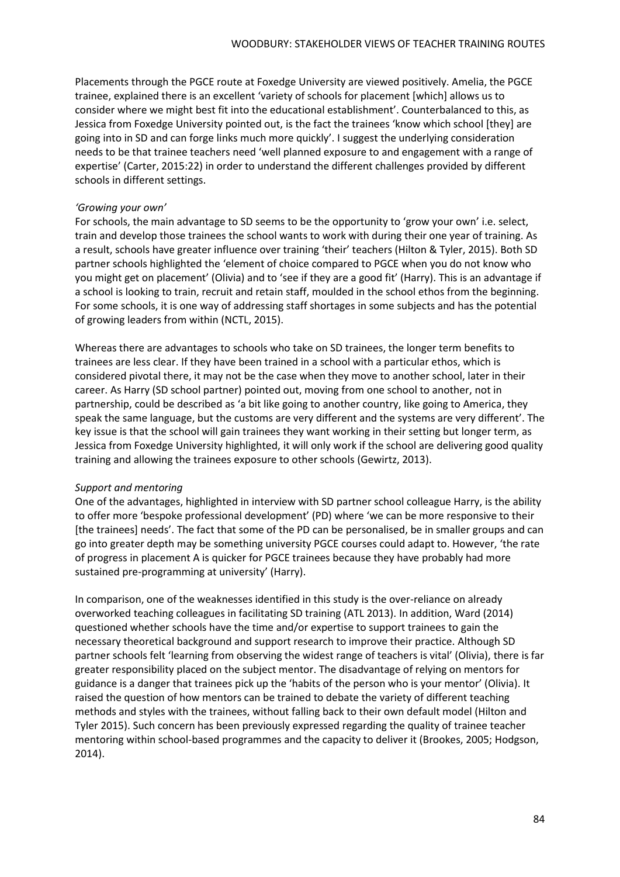Placements through the PGCE route at Foxedge University are viewed positively. Amelia, the PGCE trainee, explained there is an excellent 'variety of schools for placement [which] allows us to consider where we might best fit into the educational establishment'. Counterbalanced to this, as Jessica from Foxedge University pointed out, is the fact the trainees 'know which school [they] are going into in SD and can forge links much more quickly'. I suggest the underlying consideration needs to be that trainee teachers need 'well planned exposure to and engagement with a range of expertise' (Carter, 2015:22) in order to understand the different challenges provided by different schools in different settings.

*'Growing your own'*

For schools, the main advantage to SD seems to be the opportunity to 'grow your own' i.e. select, train and develop those trainees the school wants to work with during their one year of training. As a result, schools have greater influence over training 'their' teachers (Hilton & Tyler, 2015). Both SD partner schools highlighted the 'element of choice compared to PGCE when you do not know who you might get on placement' (Olivia) and to 'see if they are a good fit' (Harry). This is an advantage if a school is looking to train, recruit and retain staff, moulded in the school ethos from the beginning. For some schools, it is one way of addressing staff shortages in some subjects and has the potential of growing leaders from within (NCTL, 2015).

Whereas there are advantages to schools who take on SD trainees, the longer term benefits to trainees are less clear. If they have been trained in a school with a particular ethos, which is considered pivotal there, it may not be the case when they move to another school, later in their career. As Harry (SD school partner) pointed out, moving from one school to another, not in partnership, could be described as 'a bit like going to another country, like going to America, they speak the same language, but the customs are very different and the systems are very different'. The key issue is that the school will gain trainees they want working in their setting but longer term, as Jessica from Foxedge University highlighted, it will only work if the school are delivering good quality training and allowing the trainees exposure to other schools (Gewirtz, 2013).

*Support and mentoring*

One of the advantages, highlighted in interview with SD partner school colleague Harry, is the ability to offer more 'bespoke professional development' (PD) where 'we can be more responsive to their [the trainees] needs'. The fact that some of the PD can be personalised, be in smaller groups and can go into greater depth may be something university PGCE courses could adapt to. However, 'the rate of progress in placement A is quicker for PGCE trainees because they have probably had more sustained pre-programming at university' (Harry).

In comparison, one of the weaknesses identified in this study is the over-reliance on already overworked teaching colleagues in facilitating SD training (ATL 2013). In addition, Ward (2014) questioned whether schools have the time and/or expertise to support trainees to gain the necessary theoretical background and support research to improve their practice. Although SD partner schools felt 'learning from observing the widest range of teachers is vital' (Olivia), there is far greater responsibility placed on the subject mentor. The disadvantage of relying on mentors for guidance is a danger that trainees pick up the 'habits of the person who is your mentor' (Olivia). It raised the question of how mentors can be trained to debate the variety of different teaching methods and styles with the trainees, without falling back to their own default model (Hilton and Tyler 2015). Such concern has been previously expressed regarding the quality of trainee teacher mentoring within school-based programmes and the capacity to deliver it (Brookes, 2005; Hodgson, 2014).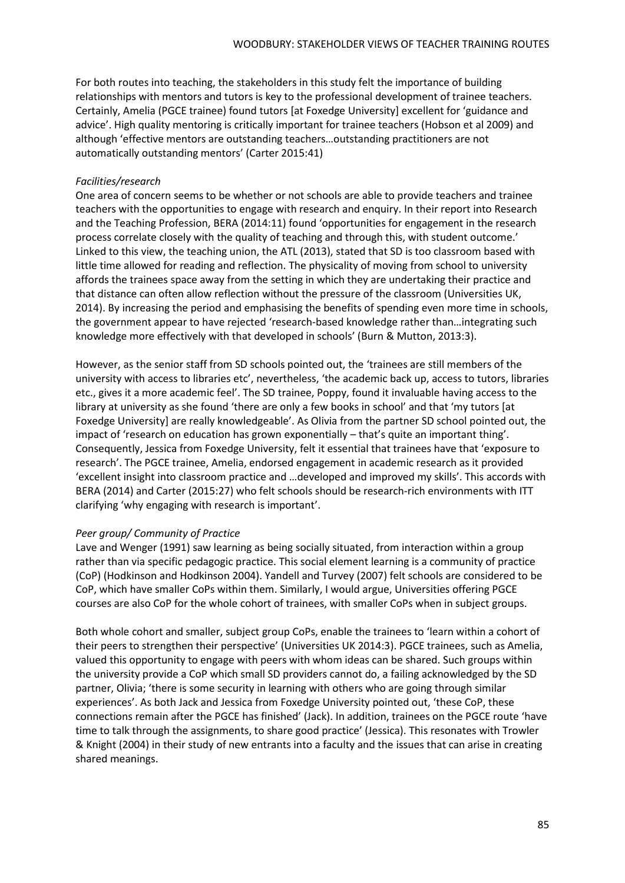For both routes into teaching, the stakeholders in this study felt the importance of building relationships with mentors and tutors is key to the professional development of trainee teachers. Certainly, Amelia (PGCE trainee) found tutors [at Foxedge University] excellent for 'guidance and advice'. High quality mentoring is critically important for trainee teachers (Hobson et al 2009) and although 'effective mentors are outstanding teachers…outstanding practitioners are not automatically outstanding mentors' (Carter 2015:41)

*Facilities/research*

One area of concern seems to be whether or not schools are able to provide teachers and trainee teachers with the opportunities to engage with research and enquiry. In their report into Research and the Teaching Profession, BERA (2014:11) found 'opportunities for engagement in the research process correlate closely with the quality of teaching and through this, with student outcome.' Linked to this view, the teaching union, the ATL (2013), stated that SD is too classroom based with little time allowed for reading and reflection. The physicality of moving from school to university affords the trainees space away from the setting in which they are undertaking their practice and that distance can often allow reflection without the pressure of the classroom (Universities UK, 2014). By increasing the period and emphasising the benefits of spending even more time in schools, the government appear to have rejected 'research-based knowledge rather than…integrating such knowledge more effectively with that developed in schools' (Burn & Mutton, 2013:3).

However, as the senior staff from SD schools pointed out, the 'trainees are still members of the university with access to libraries etc', nevertheless, 'the academic back up, access to tutors, libraries etc., gives it a more academic feel'. The SD trainee, Poppy, found it invaluable having access to the library at university as she found 'there are only a few books in school' and that 'my tutors [at Foxedge University] are really knowledgeable'. As Olivia from the partner SD school pointed out, the impact of 'research on education has grown exponentially – that's quite an important thing'. Consequently, Jessica from Foxedge University, felt it essential that trainees have that 'exposure to research'. The PGCE trainee, Amelia, endorsed engagement in academic research as it provided 'excellent insight into classroom practice and …developed and improved my skills'. This accords with BERA (2014) and Carter (2015:27) who felt schools should be research-rich environments with ITT clarifying 'why engaging with research is important'.

*Peer group/ Community of Practice*

Lave and Wenger (1991) saw learning as being socially situated, from interaction within a group rather than via specific pedagogic practice. This social element learning is a community of practice (CoP) (Hodkinson and Hodkinson 2004). Yandell and Turvey (2007) felt schools are considered to be CoP, which have smaller CoPs within them. Similarly, I would argue, Universities offering PGCE courses are also CoP for the whole cohort of trainees, with smaller CoPs when in subject groups.

Both whole cohort and smaller, subject group CoPs, enable the trainees to 'learn within a cohort of their peers to strengthen their perspective' (Universities UK 2014:3). PGCE trainees, such as Amelia, valued this opportunity to engage with peers with whom ideas can be shared. Such groups within the university provide a CoP which small SD providers cannot do, a failing acknowledged by the SD partner, Olivia; 'there is some security in learning with others who are going through similar experiences'. As both Jack and Jessica from Foxedge University pointed out, 'these CoP, these connections remain after the PGCE has finished' (Jack). In addition, trainees on the PGCE route 'have time to talk through the assignments, to share good practice' (Jessica). This resonates with Trowler & Knight (2004) in their study of new entrants into a faculty and the issues that can arise in creating shared meanings.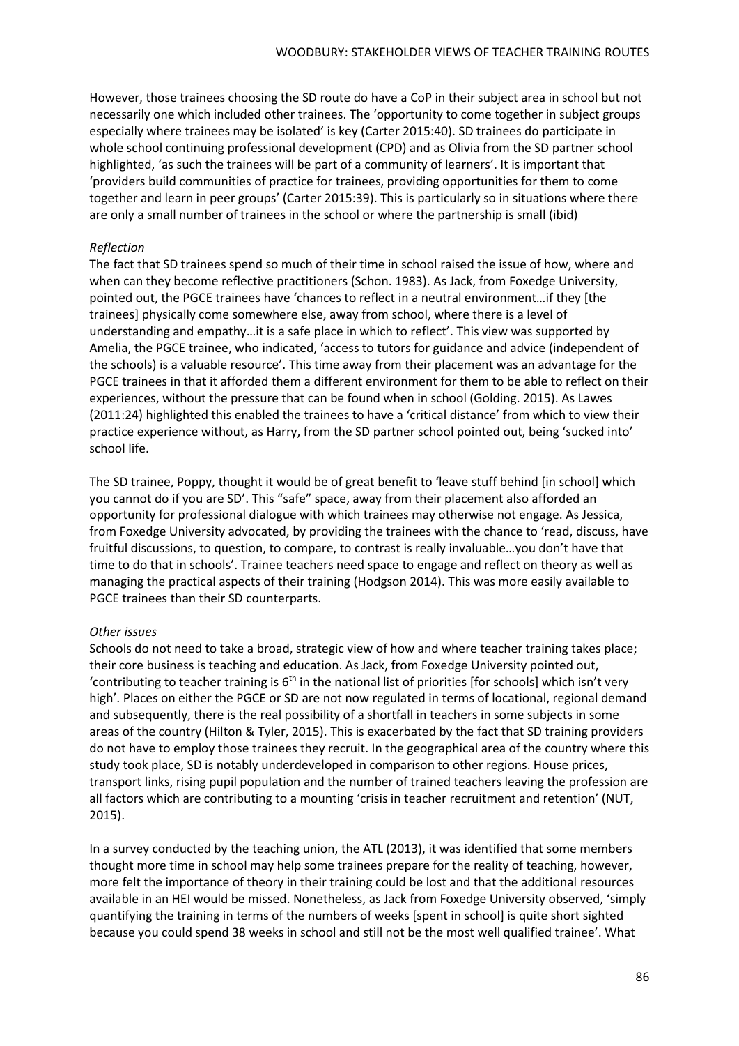However, those trainees choosing the SD route do have a CoP in their subject area in school but not necessarily one which included other trainees. The 'opportunity to come together in subject groups especially where trainees may be isolated' is key (Carter 2015:40). SD trainees do participate in whole school continuing professional development (CPD) and as Olivia from the SD partner school highlighted, 'as such the trainees will be part of a community of learners'. It is important that 'providers build communities of practice for trainees, providing opportunities for them to come together and learn in peer groups' (Carter 2015:39). This is particularly so in situations where there are only a small number of trainees in the school or where the partnership is small (ibid)

*Reflection*

The fact that SD trainees spend so much of their time in school raised the issue of how, where and when can they become reflective practitioners (Schon. 1983). As Jack, from Foxedge University, pointed out, the PGCE trainees have 'chances to reflect in a neutral environment…if they [the trainees] physically come somewhere else, away from school, where there is a level of understanding and empathy…it is a safe place in which to reflect'. This view was supported by Amelia, the PGCE trainee, who indicated, 'access to tutors for guidance and advice (independent of the schools) is a valuable resource'. This time away from their placement was an advantage for the PGCE trainees in that it afforded them a different environment for them to be able to reflect on their experiences, without the pressure that can be found when in school (Golding. 2015). As Lawes (2011:24) highlighted this enabled the trainees to have a 'critical distance' from which to view their practice experience without, as Harry, from the SD partner school pointed out, being 'sucked into' school life.

The SD trainee, Poppy, thought it would be of great benefit to 'leave stuff behind [in school] which you cannot do if you are SD'. This "safe" space, away from their placement also afforded an opportunity for professional dialogue with which trainees may otherwise not engage. As Jessica, from Foxedge University advocated, by providing the trainees with the chance to 'read, discuss, have fruitful discussions, to question, to compare, to contrast is really invaluable…you don't have that time to do that in schools'. Trainee teachers need space to engage and reflect on theory as well as managing the practical aspects of their training (Hodgson 2014). This was more easily available to PGCE trainees than their SD counterparts.

*Other issues*

Schools do not need to take a broad, strategic view of how and where teacher training takes place; their core business is teaching and education. As Jack, from Foxedge University pointed out, 'contributing to teacher training is 6th in the national list of priorities [for schools] which isn't very high'. Places on either the PGCE or SD are not now regulated in terms of locational, regional demand and subsequently, there is the real possibility of a shortfall in teachers in some subjects in some areas of the country (Hilton & Tyler, 2015). This is exacerbated by the fact that SD training providers do not have to employ those trainees they recruit. In the geographical area of the country where this study took place, SD is notably underdeveloped in comparison to other regions. House prices, transport links, rising pupil population and the number of trained teachers leaving the profession are all factors which are contributing to a mounting 'crisis in teacher recruitment and retention' (NUT, 2015).

In a survey conducted by the teaching union, the ATL (2013), it was identified that some members thought more time in school may help some trainees prepare for the reality of teaching, however, more felt the importance of theory in their training could be lost and that the additional resources available in an HEI would be missed. Nonetheless, as Jack from Foxedge University observed, 'simply quantifying the training in terms of the numbers of weeks [spent in school] is quite short sighted because you could spend 38 weeks in school and still not be the most well qualified trainee'. What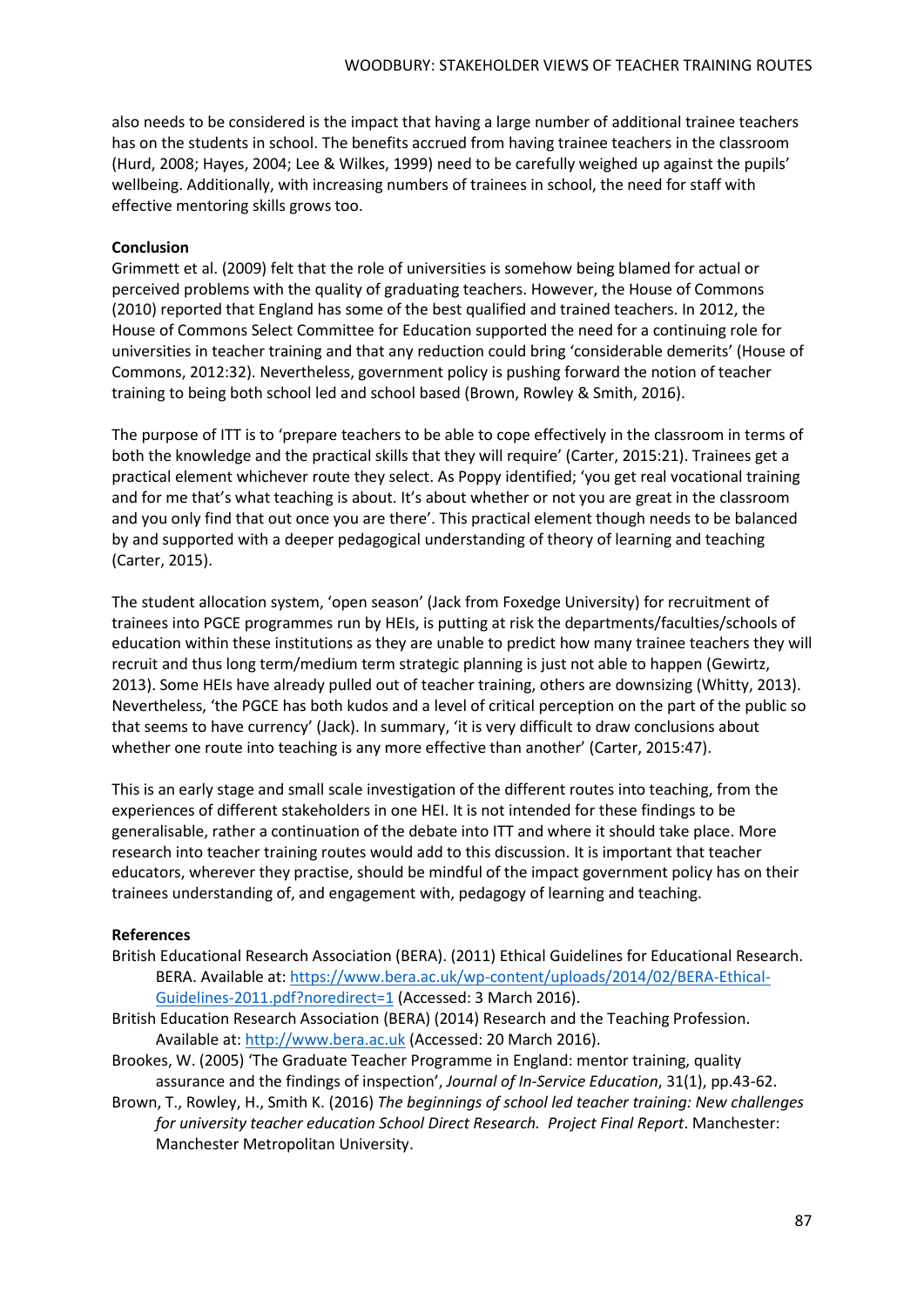also needs to be considered is the impact that having a large number of additional trainee teachers has on the students in school. The benefits accrued from having trainee teachers in the classroom (Hurd, 2008; Hayes, 2004; Lee & Wilkes, 1999) need to be carefully weighed up against the pupils' wellbeing. Additionally, with increasing numbers of trainees in school, the need for staff with effective mentoring skills grows too.

**Conclusion**

Grimmett et al. (2009) felt that the role of universities is somehow being blamed for actual or perceived problems with the quality of graduating teachers. However, the House of Commons (2010) reported that England has some of the best qualified and trained teachers. In 2012, the House of Commons Select Committee for Education supported the need for a continuing role for universities in teacher training and that any reduction could bring 'considerable demerits' (House of Commons, 2012:32). Nevertheless, government policy is pushing forward the notion of teacher training to being both school led and school based (Brown, Rowley & Smith, 2016).

The purpose of ITT is to 'prepare teachers to be able to cope effectively in the classroom in terms of both the knowledge and the practical skills that they will require' (Carter, 2015:21). Trainees get a practical element whichever route they select. As Poppy identified; 'you get real vocational training and for me that's what teaching is about. It's about whether or not you are great in the classroom and you only find that out once you are there'. This practical element though needs to be balanced by and supported with a deeper pedagogical understanding of theory of learning and teaching (Carter, 2015).

The student allocation system, 'open season' (Jack from Foxedge University) for recruitment of trainees into PGCE programmes run by HEIs, is putting at risk the departments/faculties/schools of education within these institutions as they are unable to predict how many trainee teachers they will recruit and thus long term/medium term strategic planning is just not able to happen (Gewirtz, 2013). Some HEIs have already pulled out of teacher training, others are downsizing (Whitty, 2013). Nevertheless, 'the PGCE has both kudos and a level of critical perception on the part of the public so that seems to have currency' (Jack). In summary, 'it is very difficult to draw conclusions about whether one route into teaching is any more effective than another' (Carter, 2015:47).

This is an early stage and small scale investigation of the different routes into teaching, from the experiences of different stakeholders in one HEI. It is not intended for these findings to be generalisable, rather a continuation of the debate into ITT and where it should take place. More research into teacher training routes would add to this discussion. It is important that teacher educators, wherever they practise, should be mindful of the impact government policy has on their trainees understanding of, and engagement with, pedagogy of learning and teaching.

**References**

British Educational Research Association (BERA). (2011) Ethical Guidelines for Educational Research. BERA. Available at: https://www.bera.ac.uk/wp-content/uploads/2014/02/BERA-Ethical-Guidelines-2011.pdf?noredirect=1 (Accessed: 3 March 2016).

British Education Research Association (BERA) (2014) Research and the Teaching Profession. Available at: http://www.bera.ac.uk (Accessed: 20 March 2016).

Brookes, W. (2005) 'The Graduate Teacher Programme in England: mentor training, quality assurance and the findings of inspection', *Journal of In-Service Education*, 31(1), pp.43-62.

Brown, T., Rowley, H., Smith K. (2016) *The beginnings of school led teacher training: New challenges for university teacher education School Direct Research. Project Final Report*. Manchester: Manchester Metropolitan University.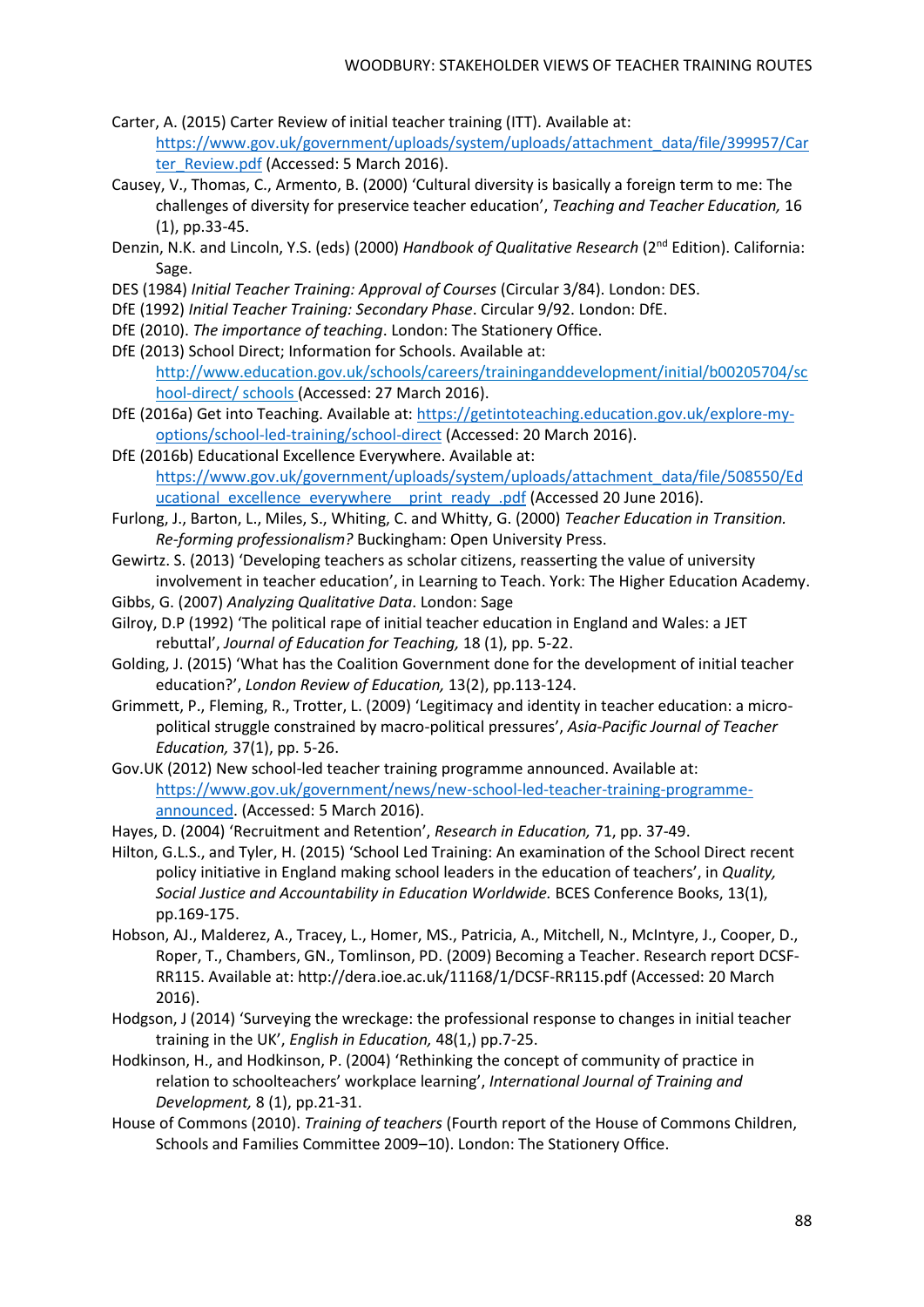Carter, A. (2015) Carter Review of initial teacher training (ITT). Available at: https://www.gov.uk/government/uploads/system/uploads/attachment_data/file/399957/Carter_Review.pdf (Accessed: 5 March 2016).

Causey, V., Thomas, C., Armento, B. (2000) 'Cultural diversity is basically a foreign term to me: The challenges of diversity for preservice teacher education', *Teaching and Teacher Education,* 16 (1), pp.33-45.

Denzin, N.K. and Lincoln, Y.S. (eds) (2000) *Handbook of Qualitative Research* (2nd Edition). California: Sage.

DES (1984) *Initial Teacher Training: Approval of Courses* (Circular 3/84). London: DES.

DfE (1992) *Initial Teacher Training: Secondary Phase*. Circular 9/92. London: DfE.

DfE (2010). *The importance of teaching*. London: The Stationery Office.

DfE (2013) School Direct; Information for Schools. Available at: http://www.education.gov.uk/schools/careers/traininganddevelopment/initial/b00205704/school-direct/ schools (Accessed: 27 March 2016).

DfE (2016a) Get into Teaching. Available at: https://getintoteaching.education.gov.uk/explore-my-options/school-led-training/school-direct (Accessed: 20 March 2016).

DfE (2016b) Educational Excellence Everywhere. Available at: https://www.gov.uk/government/uploads/system/uploads/attachment_data/file/508550/Educational_excellence_everywhere__print_ready_.pdf (Accessed 20 June 2016).

Furlong, J., Barton, L., Miles, S., Whiting, C. and Whitty, G. (2000) *Teacher Education in Transition. Re-forming professionalism?* Buckingham: Open University Press.

Gewirtz. S. (2013) 'Developing teachers as scholar citizens, reasserting the value of university involvement in teacher education', in Learning to Teach. York: The Higher Education Academy.

Gibbs, G. (2007) *Analyzing Qualitative Data*. London: Sage

Gilroy, D.P (1992) 'The political rape of initial teacher education in England and Wales: a JET rebuttal', *Journal of Education for Teaching,* 18 (1), pp. 5-22.

Golding, J. (2015) 'What has the Coalition Government done for the development of initial teacher education?', *London Review of Education,* 13(2), pp.113-124.

Grimmett, P., Fleming, R., Trotter, L. (2009) 'Legitimacy and identity in teacher education: a micro-political struggle constrained by macro-political pressures', *Asia-Pacific Journal of Teacher Education,* 37(1), pp. 5-26.

Gov.UK (2012) New school-led teacher training programme announced. Available at: https://www.gov.uk/government/news/new-school-led-teacher-training-programme-announced. (Accessed: 5 March 2016).

Hayes, D. (2004) 'Recruitment and Retention', *Research in Education,* 71, pp. 37-49.

Hilton, G.L.S., and Tyler, H. (2015) 'School Led Training: An examination of the School Direct recent policy initiative in England making school leaders in the education of teachers', in *Quality, Social Justice and Accountability in Education Worldwide.* BCES Conference Books, 13(1), pp.169-175.

Hobson, AJ., Malderez, A., Tracey, L., Homer, MS., Patricia, A., Mitchell, N., McIntyre, J., Cooper, D., Roper, T., Chambers, GN., Tomlinson, PD. (2009) Becoming a Teacher. Research report DCSF-RR115. Available at: http://dera.ioe.ac.uk/11168/1/DCSF-RR115.pdf (Accessed: 20 March 2016).

Hodgson, J (2014) 'Surveying the wreckage: the professional response to changes in initial teacher training in the UK', *English in Education,* 48(1,) pp.7-25.

Hodkinson, H., and Hodkinson, P. (2004) 'Rethinking the concept of community of practice in relation to schoolteachers' workplace learning', *International Journal of Training and Development,* 8 (1), pp.21-31.

House of Commons (2010). *Training of teachers* (Fourth report of the House of Commons Children, Schools and Families Committee 2009–10). London: The Stationery Office.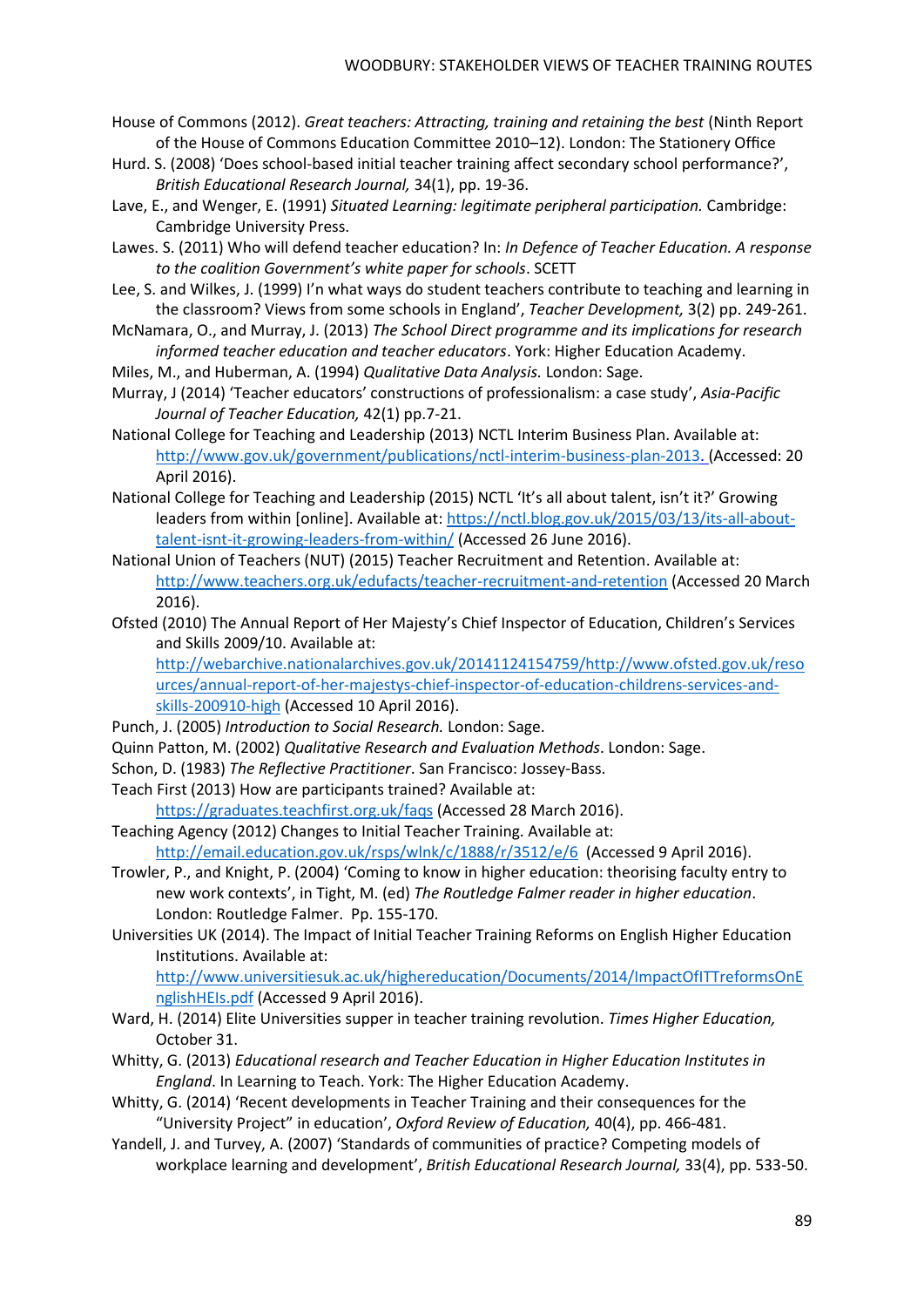House of Commons (2012). *Great teachers: Attracting, training and retaining the best* (Ninth Report of the House of Commons Education Committee 2010–12). London: The Stationery Office

Hurd. S. (2008) 'Does school-based initial teacher training affect secondary school performance?', *British Educational Research Journal,* 34(1), pp. 19-36.

Lave, E., and Wenger, E. (1991) *Situated Learning: legitimate peripheral participation.* Cambridge: Cambridge University Press.

Lawes. S. (2011) Who will defend teacher education? In: *In Defence of Teacher Education. A response to the coalition Government's white paper for schools*. SCETT

Lee, S. and Wilkes, J. (1999) I'n what ways do student teachers contribute to teaching and learning in the classroom? Views from some schools in England', *Teacher Development,* 3(2) pp. 249-261.

McNamara, O., and Murray, J. (2013) *The School Direct programme and its implications for research informed teacher education and teacher educators*. York: Higher Education Academy.

Miles, M., and Huberman, A. (1994) *Qualitative Data Analysis.* London: Sage.

Murray, J (2014) 'Teacher educators' constructions of professionalism: a case study', *Asia-Pacific Journal of Teacher Education,* 42(1) pp.7-21.

National College for Teaching and Leadership (2013) NCTL Interim Business Plan. Available at: http://www.gov.uk/government/publications/nctl-interim-business-plan-2013. (Accessed: 20 April 2016).

National College for Teaching and Leadership (2015) NCTL 'It's all about talent, isn't it?' Growing leaders from within [online]. Available at: https://nctl.blog.gov.uk/2015/03/13/its-all-about-talent-isnt-it-growing-leaders-from-within/ (Accessed 26 June 2016).

National Union of Teachers (NUT) (2015) Teacher Recruitment and Retention. Available at: http://www.teachers.org.uk/edufacts/teacher-recruitment-and-retention (Accessed 20 March 2016).

Ofsted (2010) The Annual Report of Her Majesty's Chief Inspector of Education, Children's Services and Skills 2009/10. Available at: http://webarchive.nationalarchives.gov.uk/20141124154759/http://www.ofsted.gov.uk/resources/annual-report-of-her-majestys-chief-inspector-of-education-childrens-services-and-skills-200910-high (Accessed 10 April 2016).

Punch, J. (2005) *Introduction to Social Research.* London: Sage.

Quinn Patton, M. (2002) *Qualitative Research and Evaluation Methods*. London: Sage.

Schon, D. (1983) *The Reflective Practitioner*. San Francisco: Jossey-Bass.

Teach First (2013) How are participants trained? Available at: https://graduates.teachfirst.org.uk/faqs (Accessed 28 March 2016).

Teaching Agency (2012) Changes to Initial Teacher Training. Available at: http://email.education.gov.uk/rsps/wlnk/c/1888/r/3512/e/6 (Accessed 9 April 2016).

Trowler, P., and Knight, P. (2004) 'Coming to know in higher education: theorising faculty entry to new work contexts', in Tight, M. (ed) *The Routledge Falmer reader in higher education*. London: Routledge Falmer. Pp. 155-170.

Universities UK (2014). The Impact of Initial Teacher Training Reforms on English Higher Education Institutions. Available at: http://www.universitiesuk.ac.uk/highereducation/Documents/2014/ImpactOfITTreformsOnEnglishHEIs.pdf (Accessed 9 April 2016).

Ward, H. (2014) Elite Universities supper in teacher training revolution. *Times Higher Education,* October 31.

Whitty, G. (2013) *Educational research and Teacher Education in Higher Education Institutes in England*. In Learning to Teach. York: The Higher Education Academy.

Whitty, G. (2014) 'Recent developments in Teacher Training and their consequences for the "University Project" in education', *Oxford Review of Education,* 40(4), pp. 466-481.

Yandell, J. and Turvey, A. (2007) 'Standards of communities of practice? Competing models of workplace learning and development', *British Educational Research Journal,* 33(4), pp. 533-50.